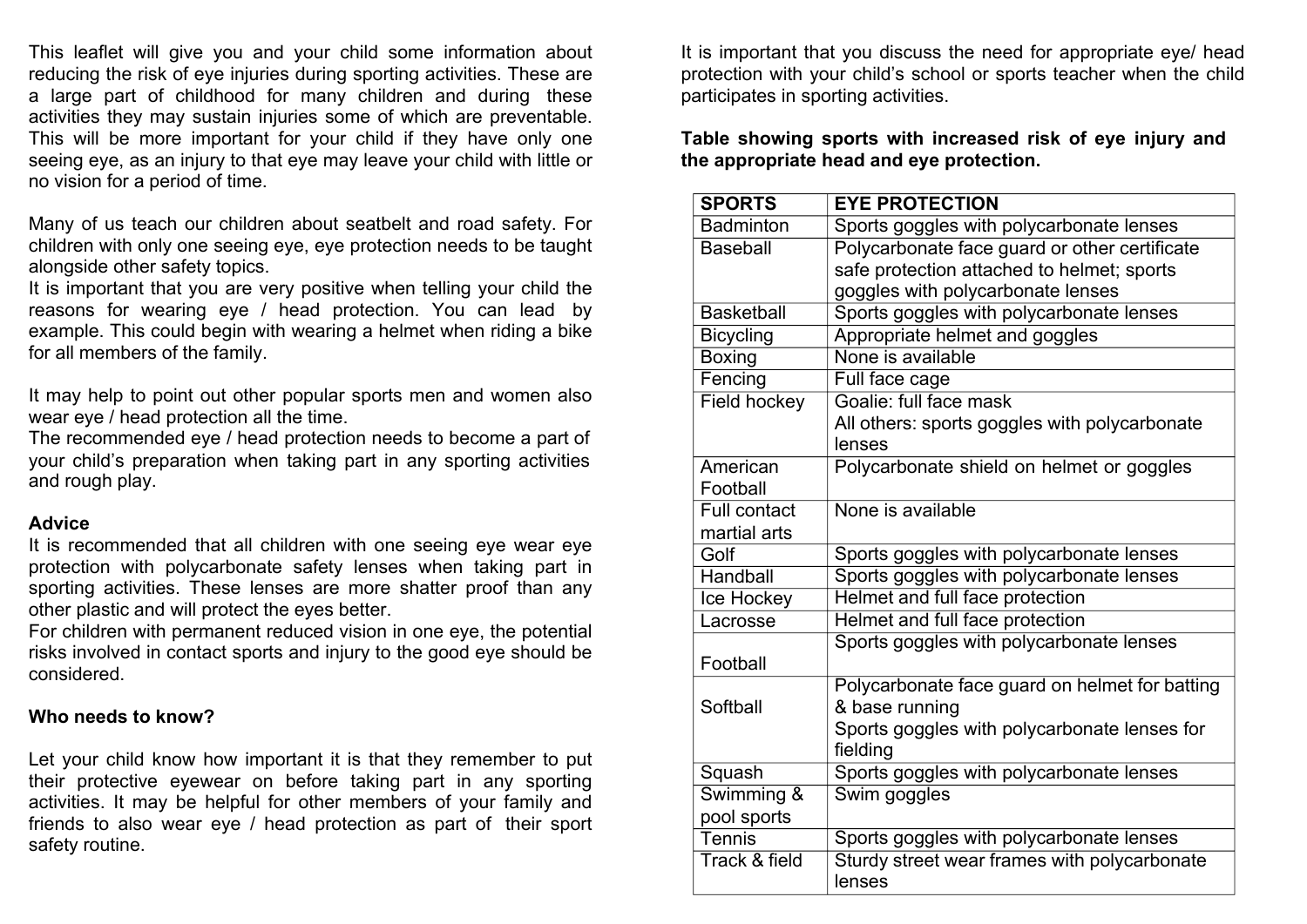This leaflet will give you and your child some information about reducing the risk of eye injuries during sporting activities. These are a large part of childhood for many children and during these activities they may sustain injuries some of which are preventable. This will be more important for your child if they have only one seeing eye, as an injury to that eye may leave your child with little or no vision for a period of time.

Many of us teach our children about seatbelt and road safety. For children with only one seeing eye, eye protection needs to be taught alongside other safety topics.
It is important that you are very positive when telling your child the reasons for wearing eye / head protection. You can lead by example. This could begin with wearing a helmet when riding a bike for all members of the family.

It may help to point out other popular sports men and women also wear eye / head protection all the time.
The recommended eye / head protection needs to become a part of your child's preparation when taking part in any sporting activities and rough play.

**Advice**

It is recommended that all children with one seeing eye wear eye protection with polycarbonate safety lenses when taking part in sporting activities. These lenses are more shatter proof than any other plastic and will protect the eyes better.
For children with permanent reduced vision in one eye, the potential risks involved in contact sports and injury to the good eye should be considered.

**Who needs to know?**

Let your child know how important it is that they remember to put their protective eyewear on before taking part in any sporting activities. It may be helpful for other members of your family and friends to also wear eye / head protection as part of their sport safety routine.

It is important that you discuss the need for appropriate eye/ head protection with your child's school or sports teacher when the child participates in sporting activities.

**Table showing sports with increased risk of eye injury and the appropriate head and eye protection.**

| SPORTS | EYE PROTECTION |
|---|---|
| Badminton | Sports goggles with polycarbonate lenses |
| Baseball | Polycarbonate face guard or other certificate safe protection attached to helmet; sports goggles with polycarbonate lenses |
| Basketball | Sports goggles with polycarbonate lenses |
| Bicycling | Appropriate helmet and goggles |
| Boxing | None is available |
| Fencing | Full face cage |
| Field hockey | Goalie: full face mask<br>All others: sports goggles with polycarbonate lenses |
| American Football | Polycarbonate shield on helmet or goggles |
| Full contact martial arts | None is available |
| Golf | Sports goggles with polycarbonate lenses |
| Handball | Sports goggles with polycarbonate lenses |
| Ice Hockey | Helmet and full face protection |
| Lacrosse | Helmet and full face protection |
| Football | Sports goggles with polycarbonate lenses |
| Softball | Polycarbonate face guard on helmet for batting & base running<br>Sports goggles with polycarbonate lenses for fielding |
| Squash | Sports goggles with polycarbonate lenses |
| Swimming & pool sports | Swim goggles |
| Tennis | Sports goggles with polycarbonate lenses |
| Track & field | Sturdy street wear frames with polycarbonate lenses |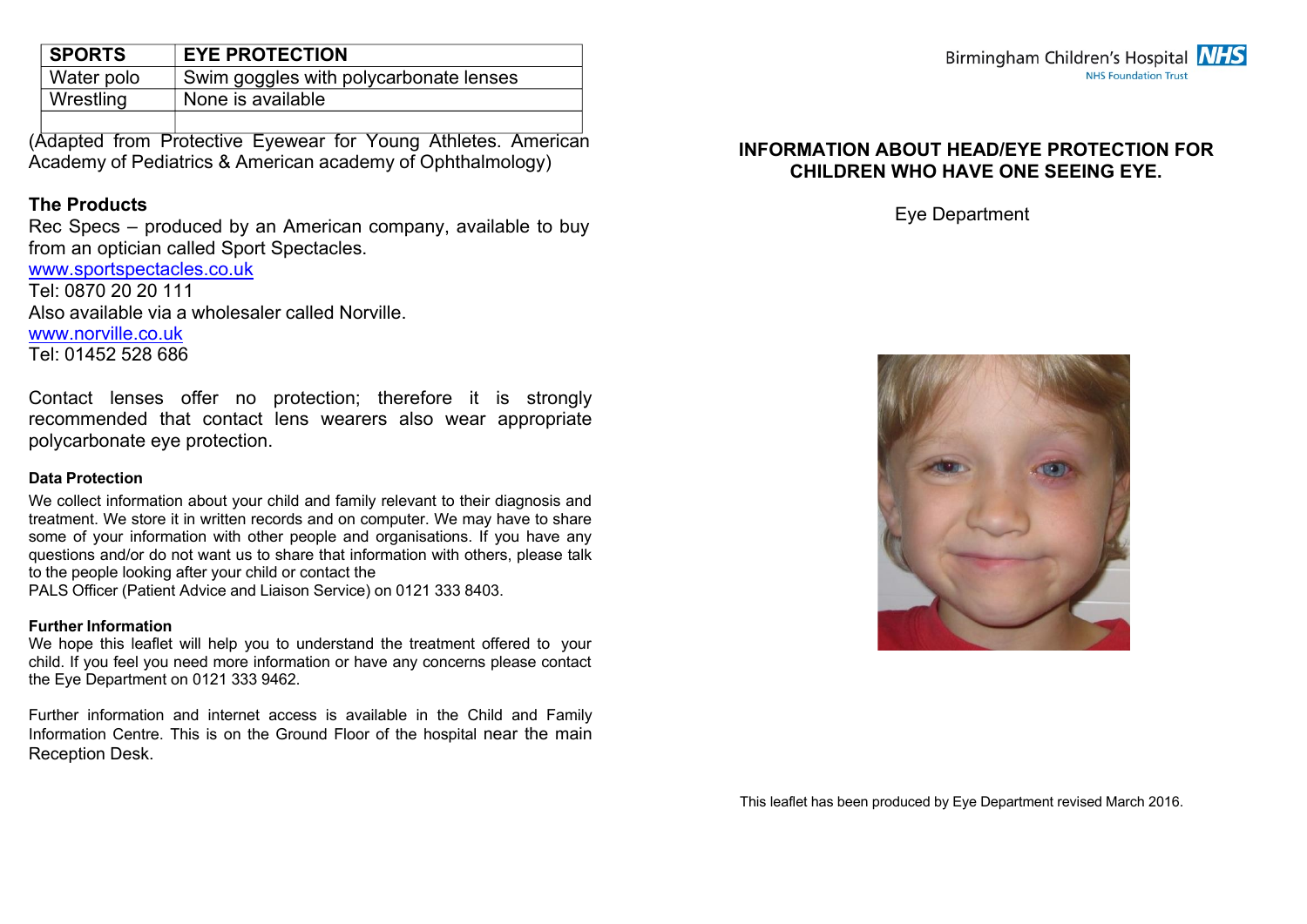| SPORTS | EYE PROTECTION |
|---|---|
| Water polo | Swim goggles with polycarbonate lenses |
| Wrestling | None is available |
| | |

(Adapted from Protective Eyewear for Young Athletes. American Academy of Pediatrics & American academy of Ophthalmology)

## The Products

Rec Specs – produced by an American company, available to buy from an optician called Sport Spectacles.
www.sportspectacles.co.uk
Tel: 0870 20 20 111
Also available via a wholesaler called Norville.
www.norville.co.uk
Tel: 01452 528 686

Contact lenses offer no protection; therefore it is strongly recommended that contact lens wearers also wear appropriate polycarbonate eye protection.

### Data Protection

We collect information about your child and family relevant to their diagnosis and treatment. We store it in written records and on computer. We may have to share some of your information with other people and organisations. If you have any questions and/or do not want us to share that information with others, please talk to the people looking after your child or contact the
PALS Officer (Patient Advice and Liaison Service) on 0121 333 8403.

### Further Information

We hope this leaflet will help you to understand the treatment offered to your child. If you feel you need more information or have any concerns please contact the Eye Department on 0121 333 9462.

Further information and internet access is available in the Child and Family Information Centre. This is on the Ground Floor of the hospital near the main Reception Desk.

Birmingham Children's Hospital NHS
NHS Foundation Trust

# INFORMATION ABOUT HEAD/EYE PROTECTION FOR CHILDREN WHO HAVE ONE SEEING EYE.

Eye Department

This leaflet has been produced by Eye Department revised March 2016.